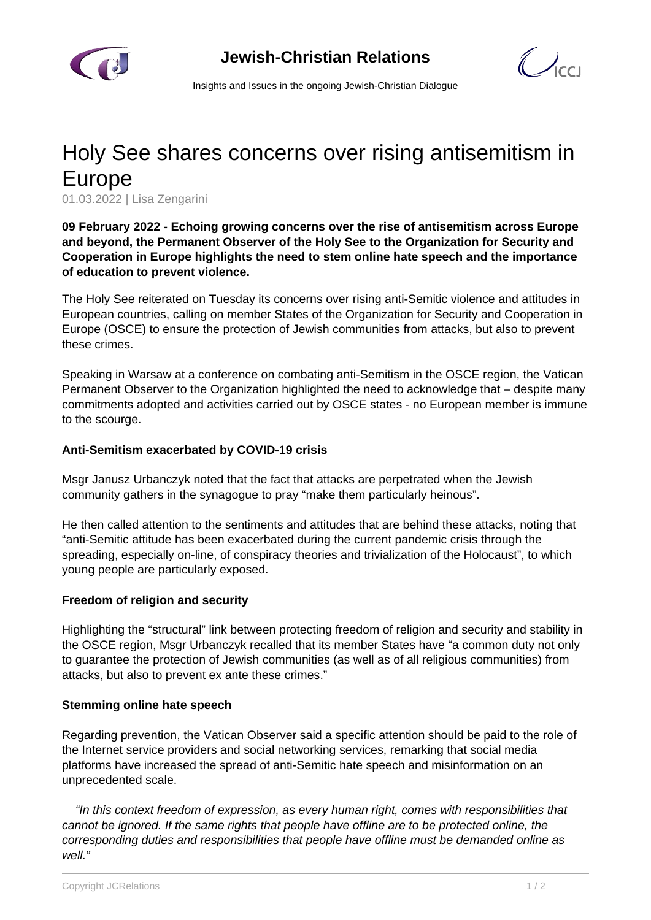# Holy See shares concerns over rising antisemitism in Europe

01.03.2022 | Lisa Zengarini

**09 February 2022 - Echoing growing concerns over the rise of antisemitism across Europe and beyond, the Permanent Observer of the Holy See to the Organization for Security and Cooperation in Europe highlights the need to stem online hate speech and the importance of education to prevent violence.**

The Holy See reiterated on Tuesday its concerns over rising anti-Semitic violence and attitudes in European countries, calling on member States of the Organization for Security and Cooperation in Europe (OSCE) to ensure the protection of Jewish communities from attacks, but also to prevent these crimes.

Speaking in Warsaw at a conference on combating anti-Semitism in the OSCE region, the Vatican Permanent Observer to the Organization highlighted the need to acknowledge that – despite many commitments adopted and activities carried out by OSCE states - no European member is immune to the scourge.

### Anti-Semitism exacerbated by COVID-19 crisis

Msgr Janusz Urbanczyk noted that the fact that attacks are perpetrated when the Jewish community gathers in the synagogue to pray "make them particularly heinous".

He then called attention to the sentiments and attitudes that are behind these attacks, noting that "anti-Semitic attitude has been exacerbated during the current pandemic crisis through the spreading, especially on-line, of conspiracy theories and trivialization of the Holocaust", to which young people are particularly exposed.

### Freedom of religion and security

Highlighting the "structural" link between protecting freedom of religion and security and stability in the OSCE region, Msgr Urbanczyk recalled that its member States have "a common duty not only to guarantee the protection of Jewish communities (as well as of all religious communities) from attacks, but also to prevent ex ante these crimes."

### Stemming online hate speech

Regarding prevention, the Vatican Observer said a specific attention should be paid to the role of the Internet service providers and social networking services, remarking that social media platforms have increased the spread of anti-Semitic hate speech and misinformation on an unprecedented scale.

*"In this context freedom of expression, as every human right, comes with responsibilities that cannot be ignored. If the same rights that people have offline are to be protected online, the corresponding duties and responsibilities that people have offline must be demanded online as well."*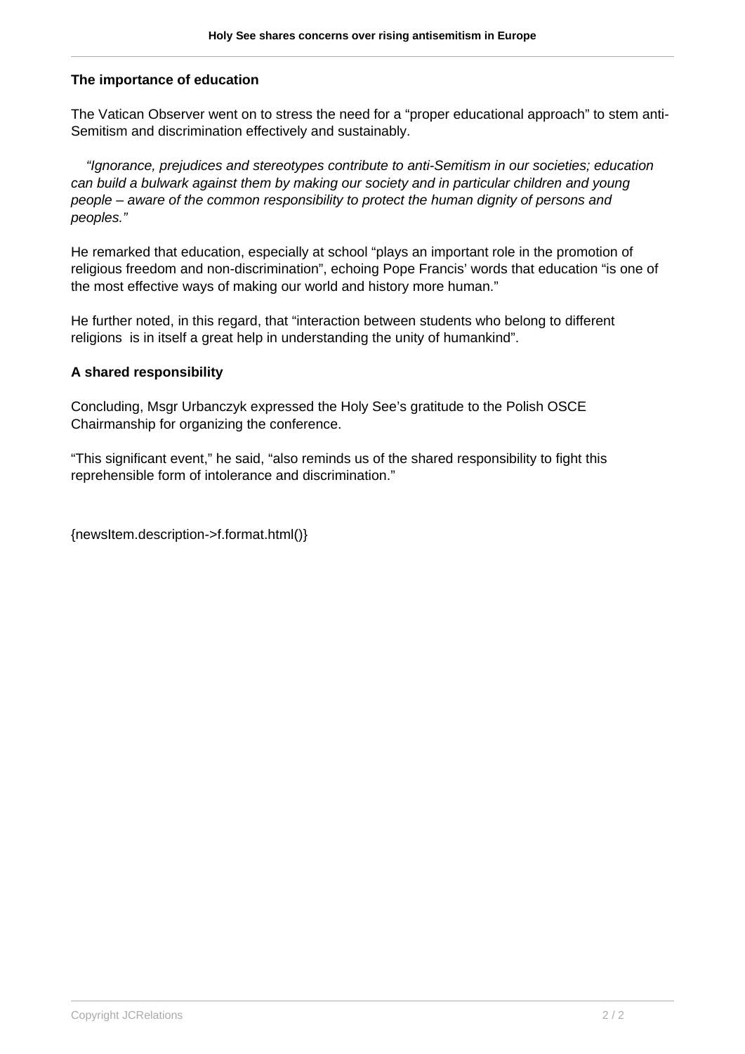## The importance of education

The Vatican Observer went on to stress the need for a “proper educational approach” to stem anti-Semitism and discrimination effectively and sustainably.

*“Ignorance, prejudices and stereotypes contribute to anti-Semitism in our societies; education can build a bulwark against them by making our society and in particular children and young people – aware of the common responsibility to protect the human dignity of persons and peoples.”*

He remarked that education, especially at school “plays an important role in the promotion of religious freedom and non-discrimination”, echoing Pope Francis' words that education “is one of the most effective ways of making our world and history more human.”

He further noted, in this regard, that “interaction between students who belong to different religions is in itself a great help in understanding the unity of humankind”.

## A shared responsibility

Concluding, Msgr Urbanczyk expressed the Holy See's gratitude to the Polish OSCE Chairmanship for organizing the conference.

“This significant event,” he said, “also reminds us of the shared responsibility to fight this reprehensible form of intolerance and discrimination.”

{newsItem.description->f.format.html()}